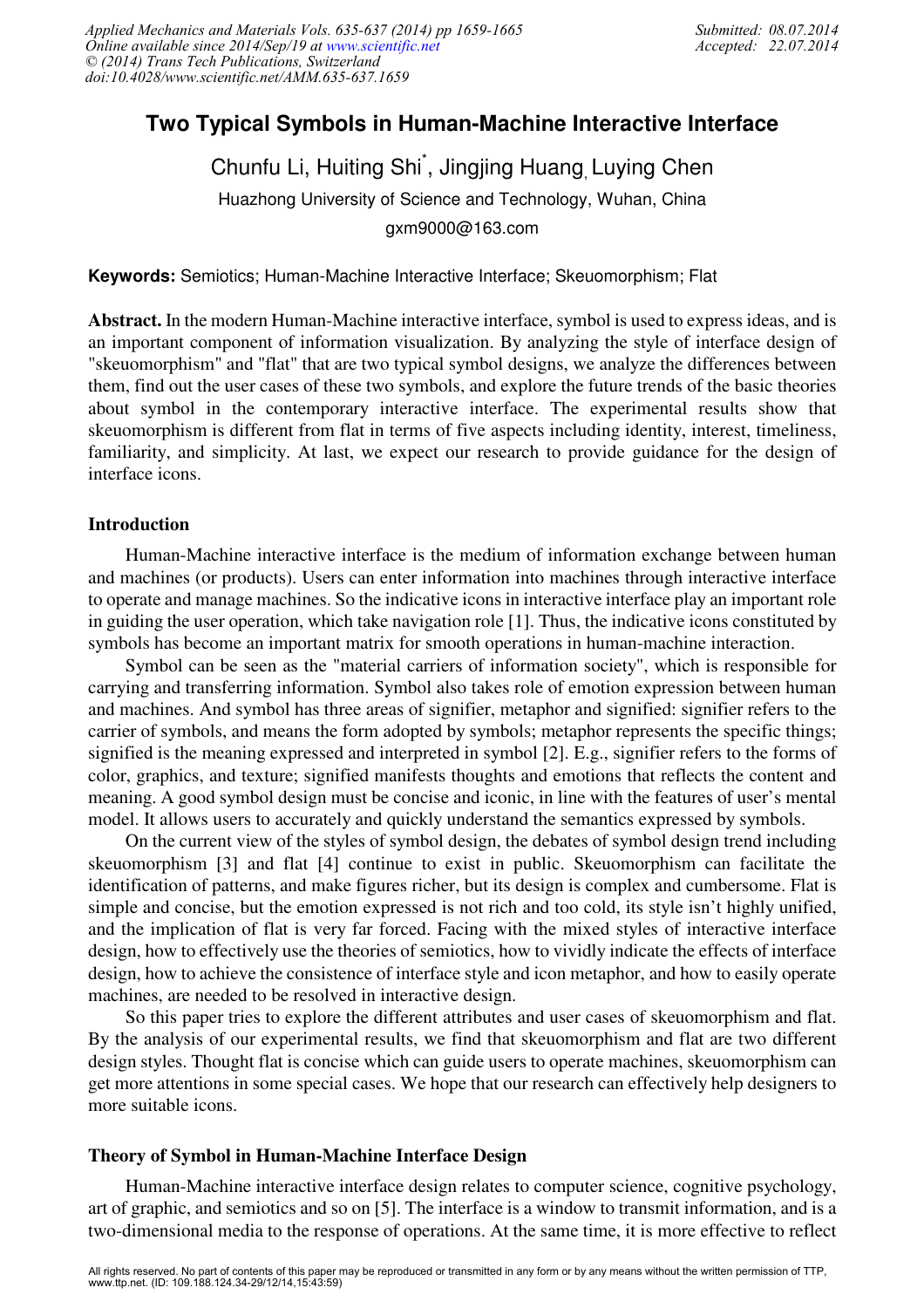# Two Typical Symbols in Human-Machine Interactive Interface

Chunfu Li, Huiting Shi*, Jingjing Huang, Luying Chen

Huazhong University of Science and Technology, Wuhan, China

gxm9000@163.com

**Keywords:** Semiotics; Human-Machine Interactive Interface; Skeuomorphism; Flat

**Abstract.** In the modern Human-Machine interactive interface, symbol is used to express ideas, and is an important component of information visualization. By analyzing the style of interface design of "skeuomorphism" and "flat" that are two typical symbol designs, we analyze the differences between them, find out the user cases of these two symbols, and explore the future trends of the basic theories about symbol in the contemporary interactive interface. The experimental results show that skeuomorphism is different from flat in terms of five aspects including identity, interest, timeliness, familiarity, and simplicity. At last, we expect our research to provide guidance for the design of interface icons.

## Introduction

Human-Machine interactive interface is the medium of information exchange between human and machines (or products). Users can enter information into machines through interactive interface to operate and manage machines. So the indicative icons in interactive interface play an important role in guiding the user operation, which take navigation role [1]. Thus, the indicative icons constituted by symbols has become an important matrix for smooth operations in human-machine interaction.

Symbol can be seen as the "material carriers of information society", which is responsible for carrying and transferring information. Symbol also takes role of emotion expression between human and machines. And symbol has three areas of signifier, metaphor and signified: signifier refers to the carrier of symbols, and means the form adopted by symbols; metaphor represents the specific things; signified is the meaning expressed and interpreted in symbol [2]. E.g., signifier refers to the forms of color, graphics, and texture; signified manifests thoughts and emotions that reflects the content and meaning. A good symbol design must be concise and iconic, in line with the features of user's mental model. It allows users to accurately and quickly understand the semantics expressed by symbols.

On the current view of the styles of symbol design, the debates of symbol design trend including skeuomorphism [3] and flat [4] continue to exist in public. Skeuomorphism can facilitate the identification of patterns, and make figures richer, but its design is complex and cumbersome. Flat is simple and concise, but the emotion expressed is not rich and too cold, its style isn't highly unified, and the implication of flat is very far forced. Facing with the mixed styles of interactive interface design, how to effectively use the theories of semiotics, how to vividly indicate the effects of interface design, how to achieve the consistence of interface style and icon metaphor, and how to easily operate machines, are needed to be resolved in interactive design.

So this paper tries to explore the different attributes and user cases of skeuomorphism and flat. By the analysis of our experimental results, we find that skeuomorphism and flat are two different design styles. Thought flat is concise which can guide users to operate machines, skeuomorphism can get more attentions in some special cases. We hope that our research can effectively help designers to more suitable icons.

## Theory of Symbol in Human-Machine Interface Design

Human-Machine interactive interface design relates to computer science, cognitive psychology, art of graphic, and semiotics and so on [5]. The interface is a window to transmit information, and is a two-dimensional media to the response of operations. At the same time, it is more effective to reflect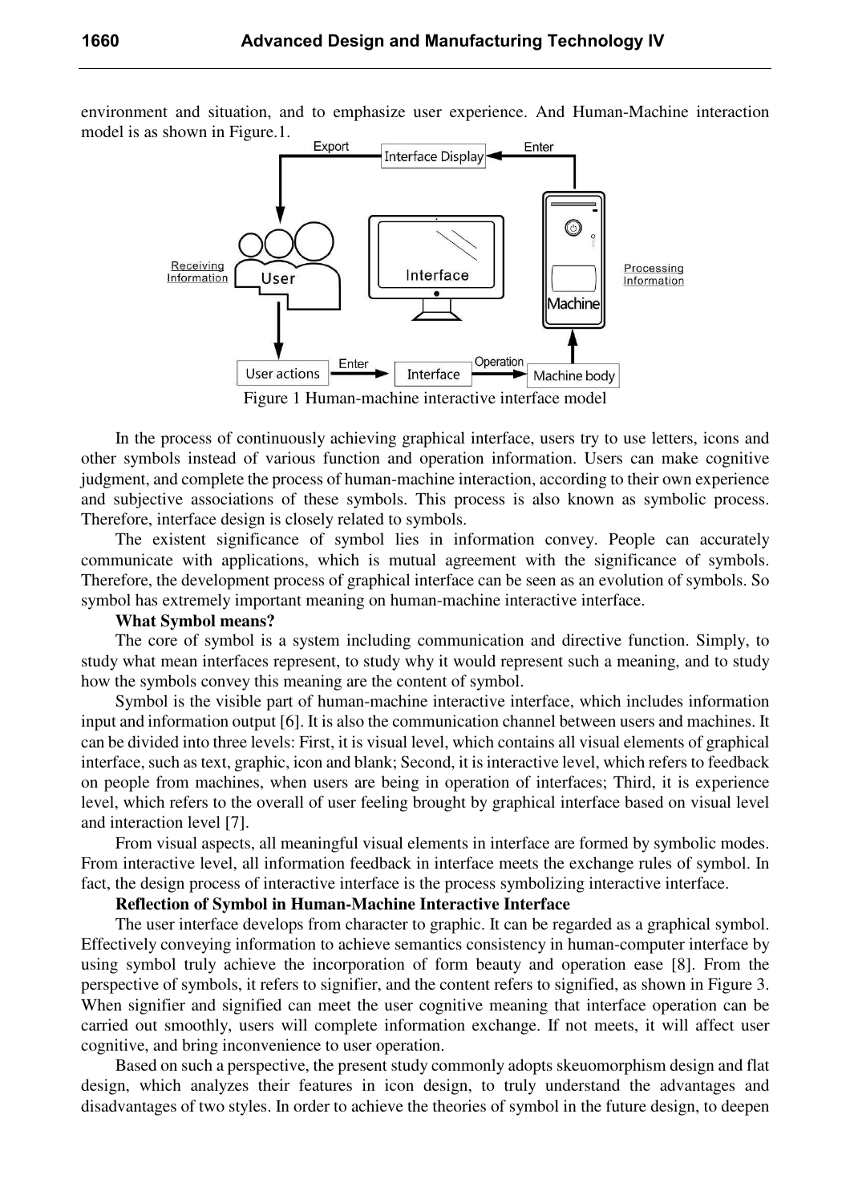environment and situation, and to emphasize user experience. And Human-Machine interaction model is as shown in Figure.1.

Figure 1 Human-machine interactive interface model

In the process of continuously achieving graphical interface, users try to use letters, icons and other symbols instead of various function and operation information. Users can make cognitive judgment, and complete the process of human-machine interaction, according to their own experience and subjective associations of these symbols. This process is also known as symbolic process. Therefore, interface design is closely related to symbols.

The existent significance of symbol lies in information convey. People can accurately communicate with applications, which is mutual agreement with the significance of symbols. Therefore, the development process of graphical interface can be seen as an evolution of symbols. So symbol has extremely important meaning on human-machine interactive interface.

**What Symbol means?**

The core of symbol is a system including communication and directive function. Simply, to study what mean interfaces represent, to study why it would represent such a meaning, and to study how the symbols convey this meaning are the content of symbol.

Symbol is the visible part of human-machine interactive interface, which includes information input and information output [6]. It is also the communication channel between users and machines. It can be divided into three levels: First, it is visual level, which contains all visual elements of graphical interface, such as text, graphic, icon and blank; Second, it is interactive level, which refers to feedback on people from machines, when users are being in operation of interfaces; Third, it is experience level, which refers to the overall of user feeling brought by graphical interface based on visual level and interaction level [7].

From visual aspects, all meaningful visual elements in interface are formed by symbolic modes. From interactive level, all information feedback in interface meets the exchange rules of symbol. In fact, the design process of interactive interface is the process symbolizing interactive interface.

**Reflection of Symbol in Human-Machine Interactive Interface**

The user interface develops from character to graphic. It can be regarded as a graphical symbol. Effectively conveying information to achieve semantics consistency in human-computer interface by using symbol truly achieve the incorporation of form beauty and operation ease [8]. From the perspective of symbols, it refers to signifier, and the content refers to signified, as shown in Figure 3. When signifier and signified can meet the user cognitive meaning that interface operation can be carried out smoothly, users will complete information exchange. If not meets, it will affect user cognitive, and bring inconvenience to user operation.

Based on such a perspective, the present study commonly adopts skeuomorphism design and flat design, which analyzes their features in icon design, to truly understand the advantages and disadvantages of two styles. In order to achieve the theories of symbol in the future design, to deepen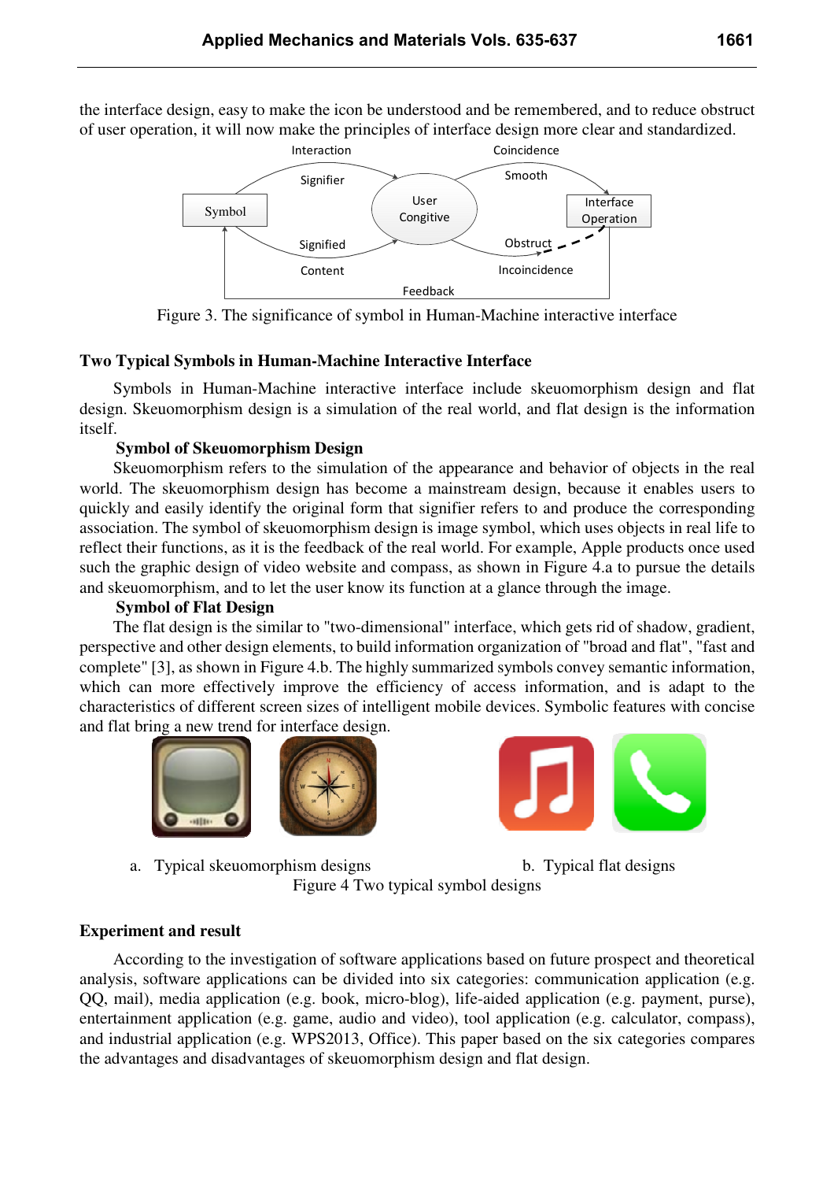the interface design, easy to make the icon be understood and be remembered, and to reduce obstruct of user operation, it will now make the principles of interface design more clear and standardized.

Figure 3. The significance of symbol in Human-Machine interactive interface

## Two Typical Symbols in Human-Machine Interactive Interface

Symbols in Human-Machine interactive interface include skeuomorphism design and flat design. Skeuomorphism design is a simulation of the real world, and flat design is the information itself.

### Symbol of Skeuomorphism Design

Skeuomorphism refers to the simulation of the appearance and behavior of objects in the real world. The skeuomorphism design has become a mainstream design, because it enables users to quickly and easily identify the original form that signifier refers to and produce the corresponding association. The symbol of skeuomorphism design is image symbol, which uses objects in real life to reflect their functions, as it is the feedback of the real world. For example, Apple products once used such the graphic design of video website and compass, as shown in Figure 4.a to pursue the details and skeuomorphism, and to let the user know its function at a glance through the image.

### Symbol of Flat Design

The flat design is the similar to "two-dimensional" interface, which gets rid of shadow, gradient, perspective and other design elements, to build information organization of "broad and flat", "fast and complete" [3], as shown in Figure 4.b. The highly summarized symbols convey semantic information, which can more effectively improve the efficiency of access information, and is adapt to the characteristics of different screen sizes of intelligent mobile devices. Symbolic features with concise and flat bring a new trend for interface design.

a. Typical skeuomorphism designs

b. Typical flat designs

Figure 4 Two typical symbol designs

## Experiment and result

According to the investigation of software applications based on future prospect and theoretical analysis, software applications can be divided into six categories: communication application (e.g. QQ, mail), media application (e.g. book, micro-blog), life-aided application (e.g. payment, purse), entertainment application (e.g. game, audio and video), tool application (e.g. calculator, compass), and industrial application (e.g. WPS2013, Office). This paper based on the six categories compares the advantages and disadvantages of skeuomorphism design and flat design.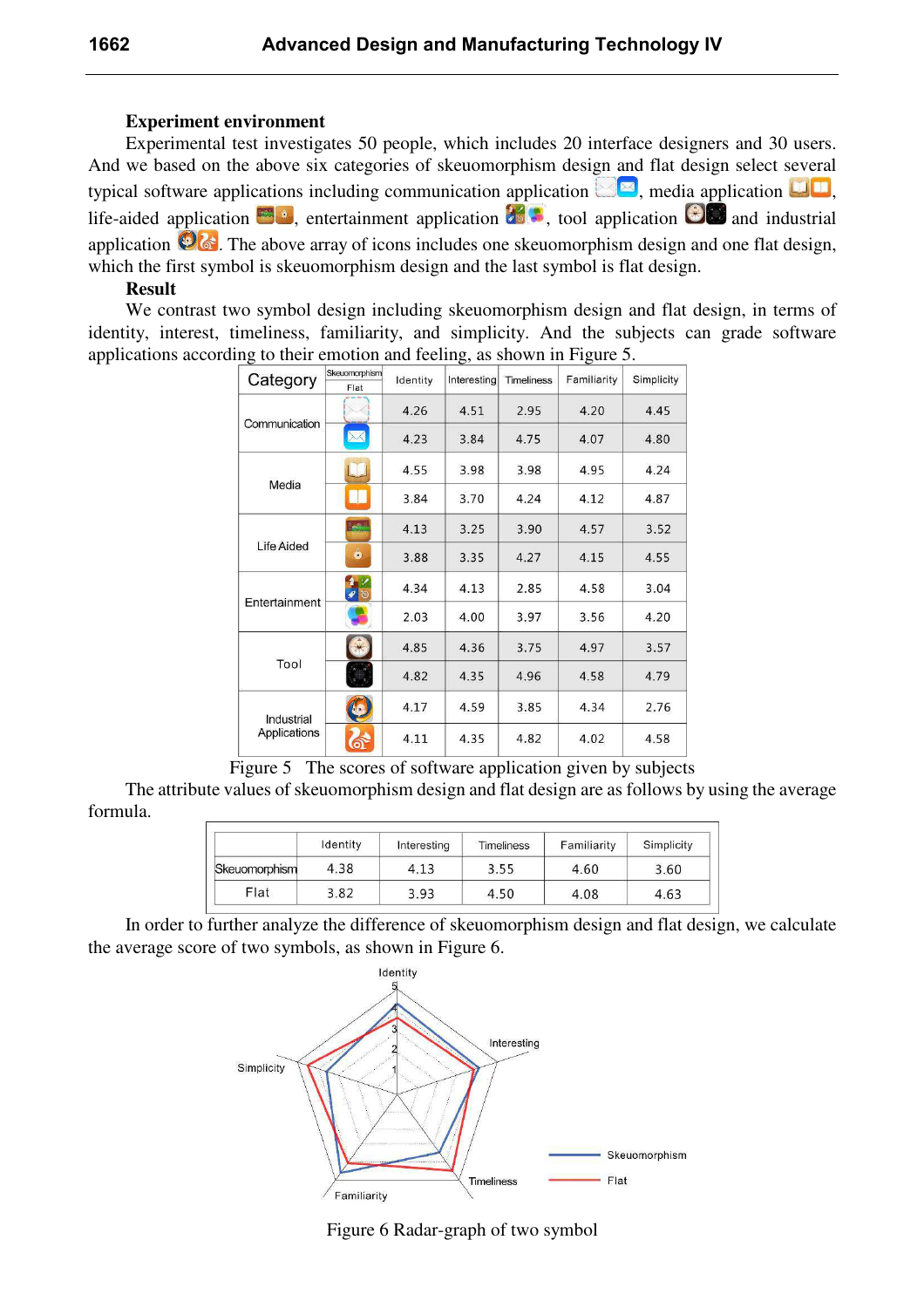**Experiment environment**

Experimental test investigates 50 people, which includes 20 interface designers and 30 users. And we based on the above six categories of skeuomorphism design and flat design select several typical software applications including communication application , media application , life-aided application , entertainment application , tool application  and industrial application . The above array of icons includes one skeuomorphism design and one flat design, which the first symbol is skeuomorphism design and the last symbol is flat design.

**Result**

We contrast two symbol design including skeuomorphism design and flat design, in terms of identity, interest, timeliness, familiarity, and simplicity. And the subjects can grade software applications according to their emotion and feeling, as shown in Figure 5.

| Category | Skeuomorphism / Flat | Identity | Interesting | Timeliness | Familiarity | Simplicity |
|---|---|---|---|---|---|---|
| Communication | Skeuomorphism | 4.26 | 4.51 | 2.95 | 4.20 | 4.45 |
| | Flat | 4.23 | 3.84 | 4.75 | 4.07 | 4.80 |
| Media | Skeuomorphism | 4.55 | 3.98 | 3.98 | 4.95 | 4.24 |
| | Flat | 3.84 | 3.70 | 4.24 | 4.12 | 4.87 |
| Life Aided | Skeuomorphism | 4.13 | 3.25 | 3.90 | 4.57 | 3.52 |
| | Flat | 3.88 | 3.35 | 4.27 | 4.15 | 4.55 |
| Entertainment | Skeuomorphism | 4.34 | 4.13 | 2.85 | 4.58 | 3.04 |
| | Flat | 2.03 | 4.00 | 3.97 | 3.56 | 4.20 |
| Tool | Skeuomorphism | 4.85 | 4.36 | 3.75 | 4.97 | 3.57 |
| | Flat | 4.82 | 4.35 | 4.96 | 4.58 | 4.79 |
| Industrial Applications | Skeuomorphism | 4.17 | 4.59 | 3.85 | 4.34 | 2.76 |
| | Flat | 4.11 | 4.35 | 4.82 | 4.02 | 4.58 |

Figure 5 The scores of software application given by subjects

The attribute values of skeuomorphism design and flat design are as follows by using the average formula.

| | Identity | Interesting | Timeliness | Familiarity | Simplicity |
|---|---|---|---|---|---|
| Skeuomorphism | 4.38 | 4.13 | 3.55 | 4.60 | 3.60 |
| Flat | 3.82 | 3.93 | 4.50 | 4.08 | 4.63 |

In order to further analyze the difference of skeuomorphism design and flat design, we calculate the average score of two symbols, as shown in Figure 6.

Figure 6 Radar-graph of two symbol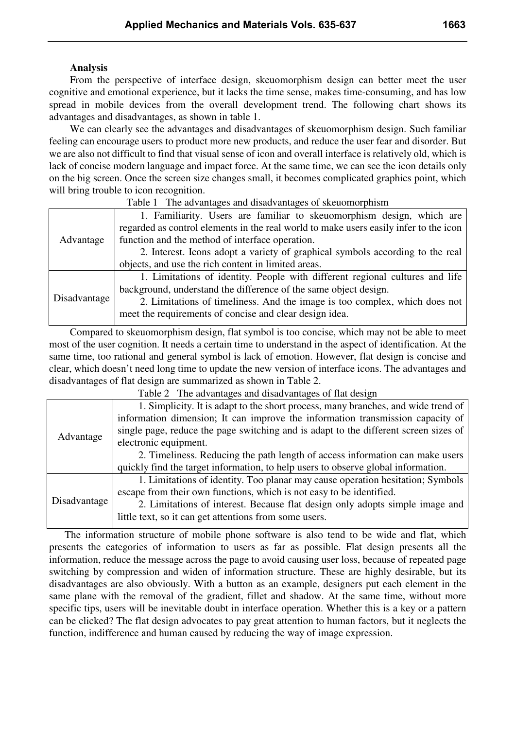**Analysis**

From the perspective of interface design, skeuomorphism design can better meet the user cognitive and emotional experience, but it lacks the time sense, makes time-consuming, and has low spread in mobile devices from the overall development trend. The following chart shows its advantages and disadvantages, as shown in table 1.

We can clearly see the advantages and disadvantages of skeuomorphism design. Such familiar feeling can encourage users to product more new products, and reduce the user fear and disorder. But we are also not difficult to find that visual sense of icon and overall interface is relatively old, which is lack of concise modern language and impact force. At the same time, we can see the icon details only on the big screen. Once the screen size changes small, it becomes complicated graphics point, which will bring trouble to icon recognition.

Table 1 The advantages and disadvantages of skeuomorphism

| | |
|---|---|
| Advantage | 1. Familiarity. Users are familiar to skeuomorphism design, which are regarded as control elements in the real world to make users easily infer to the icon function and the method of interface operation.<br>2. Interest. Icons adopt a variety of graphical symbols according to the real objects, and use the rich content in limited areas. |
| Disadvantage | 1. Limitations of identity. People with different regional cultures and life background, understand the difference of the same object design.<br>2. Limitations of timeliness. And the image is too complex, which does not meet the requirements of concise and clear design idea. |

Compared to skeuomorphism design, flat symbol is too concise, which may not be able to meet most of the user cognition. It needs a certain time to understand in the aspect of identification. At the same time, too rational and general symbol is lack of emotion. However, flat design is concise and clear, which doesn't need long time to update the new version of interface icons. The advantages and disadvantages of flat design are summarized as shown in Table 2.

Table 2 The advantages and disadvantages of flat design

| | |
|---|---|
| Advantage | 1. Simplicity. It is adapt to the short process, many branches, and wide trend of information dimension; It can improve the information transmission capacity of single page, reduce the page switching and is adapt to the different screen sizes of electronic equipment.<br>2. Timeliness. Reducing the path length of access information can make users quickly find the target information, to help users to observe global information. |
| Disadvantage | 1. Limitations of identity. Too planar may cause operation hesitation; Symbols escape from their own functions, which is not easy to be identified.<br>2. Limitations of interest. Because flat design only adopts simple image and little text, so it can get attentions from some users. |

The information structure of mobile phone software is also tend to be wide and flat, which presents the categories of information to users as far as possible. Flat design presents all the information, reduce the message across the page to avoid causing user loss, because of repeated page switching by compression and widen of information structure. These are highly desirable, but its disadvantages are also obviously. With a button as an example, designers put each element in the same plane with the removal of the gradient, fillet and shadow. At the same time, without more specific tips, users will be inevitable doubt in interface operation. Whether this is a key or a pattern can be clicked? The flat design advocates to pay great attention to human factors, but it neglects the function, indifference and human caused by reducing the way of image expression.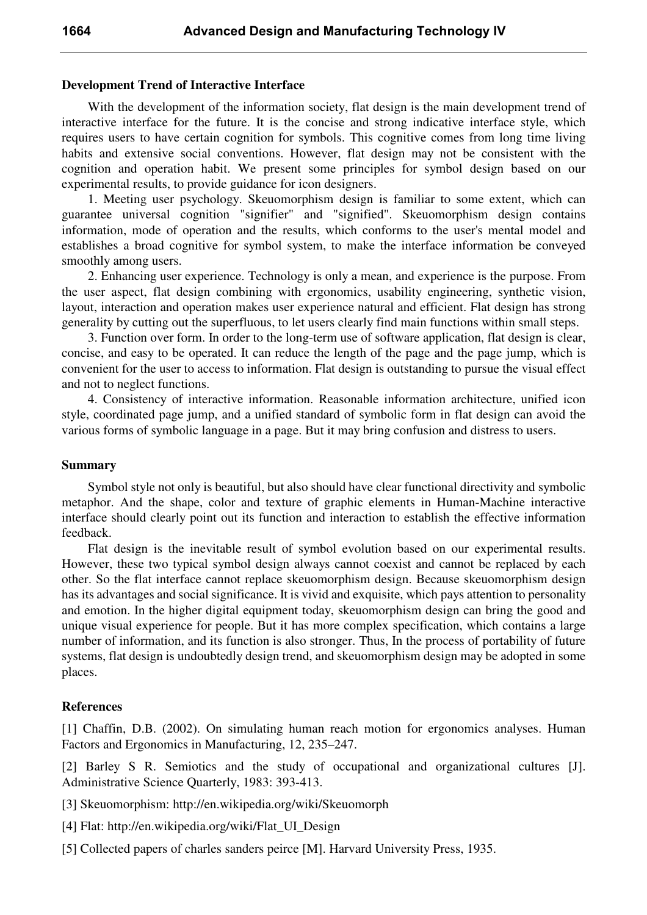### Development Trend of Interactive Interface

With the development of the information society, flat design is the main development trend of interactive interface for the future. It is the concise and strong indicative interface style, which requires users to have certain cognition for symbols. This cognitive comes from long time living habits and extensive social conventions. However, flat design may not be consistent with the cognition and operation habit. We present some principles for symbol design based on our experimental results, to provide guidance for icon designers.

1. Meeting user psychology. Skeuomorphism design is familiar to some extent, which can guarantee universal cognition "signifier" and "signified". Skeuomorphism design contains information, mode of operation and the results, which conforms to the user's mental model and establishes a broad cognitive for symbol system, to make the interface information be conveyed smoothly among users.

2. Enhancing user experience. Technology is only a mean, and experience is the purpose. From the user aspect, flat design combining with ergonomics, usability engineering, synthetic vision, layout, interaction and operation makes user experience natural and efficient. Flat design has strong generality by cutting out the superfluous, to let users clearly find main functions within small steps.

3. Function over form. In order to the long-term use of software application, flat design is clear, concise, and easy to be operated. It can reduce the length of the page and the page jump, which is convenient for the user to access to information. Flat design is outstanding to pursue the visual effect and not to neglect functions.

4. Consistency of interactive information. Reasonable information architecture, unified icon style, coordinated page jump, and a unified standard of symbolic form in flat design can avoid the various forms of symbolic language in a page. But it may bring confusion and distress to users.

### Summary

Symbol style not only is beautiful, but also should have clear functional directivity and symbolic metaphor. And the shape, color and texture of graphic elements in Human-Machine interactive interface should clearly point out its function and interaction to establish the effective information feedback.

Flat design is the inevitable result of symbol evolution based on our experimental results. However, these two typical symbol design always cannot coexist and cannot be replaced by each other. So the flat interface cannot replace skeuomorphism design. Because skeuomorphism design has its advantages and social significance. It is vivid and exquisite, which pays attention to personality and emotion. In the higher digital equipment today, skeuomorphism design can bring the good and unique visual experience for people. But it has more complex specification, which contains a large number of information, and its function is also stronger. Thus, In the process of portability of future systems, flat design is undoubtedly design trend, and skeuomorphism design may be adopted in some places.

### References

[1] Chaffin, D.B. (2002). On simulating human reach motion for ergonomics analyses. Human Factors and Ergonomics in Manufacturing, 12, 235–247.

[2] Barley S R. Semiotics and the study of occupational and organizational cultures [J]. Administrative Science Quarterly, 1983: 393-413.

[3] Skeuomorphism: http://en.wikipedia.org/wiki/Skeuomorph

[4] Flat: http://en.wikipedia.org/wiki/Flat_UI_Design

[5] Collected papers of charles sanders peirce [M]. Harvard University Press, 1935.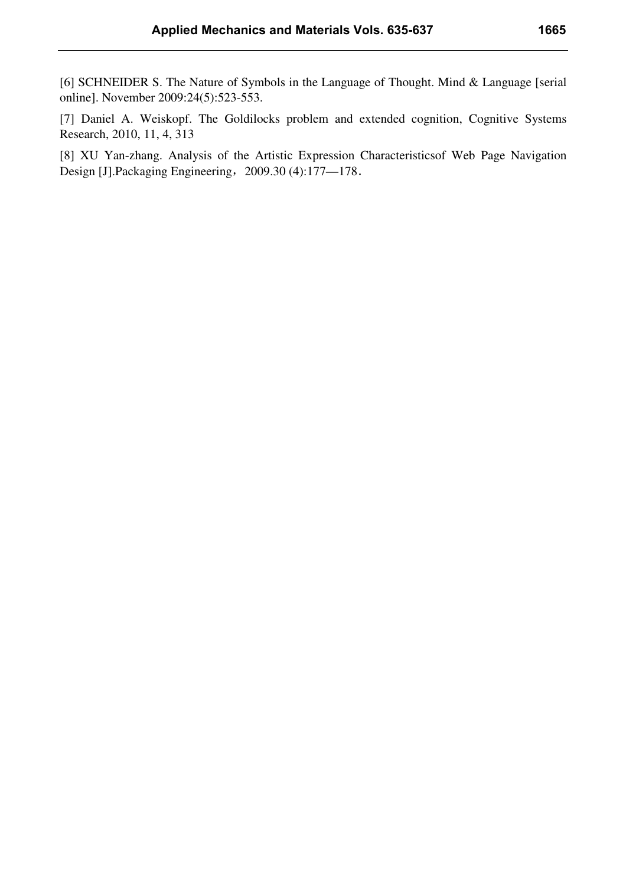[6] SCHNEIDER S. The Nature of Symbols in the Language of Thought. Mind & Language [serial online]. November 2009:24(5):523-553.

[7] Daniel A. Weiskopf. The Goldilocks problem and extended cognition, Cognitive Systems Research, 2010, 11, 4, 313

[8] XU Yan-zhang. Analysis of the Artistic Expression Characteristicsof Web Page Navigation Design [J].Packaging Engineering，2009.30 (4):177—178．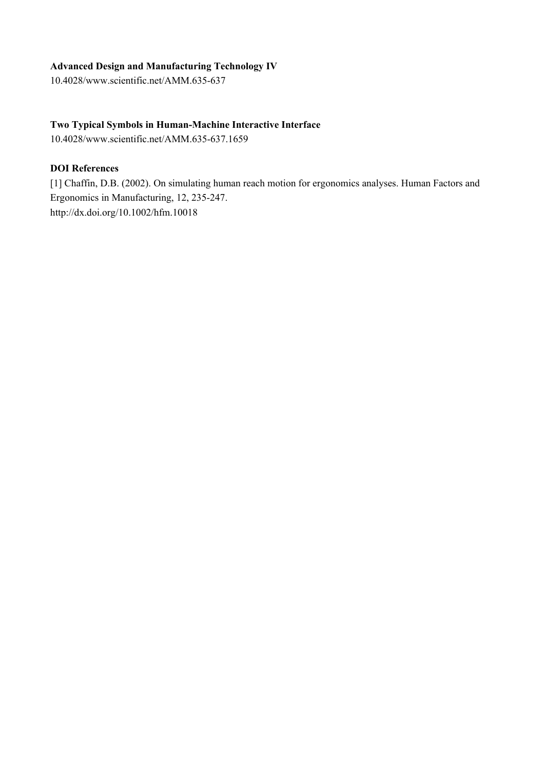**Advanced Design and Manufacturing Technology IV**
10.4028/www.scientific.net/AMM.635-637

**Two Typical Symbols in Human-Machine Interactive Interface**
10.4028/www.scientific.net/AMM.635-637.1659

**DOI References**

[1] Chaffin, D.B. (2002). On simulating human reach motion for ergonomics analyses. Human Factors and Ergonomics in Manufacturing, 12, 235-247.
http://dx.doi.org/10.1002/hfm.10018